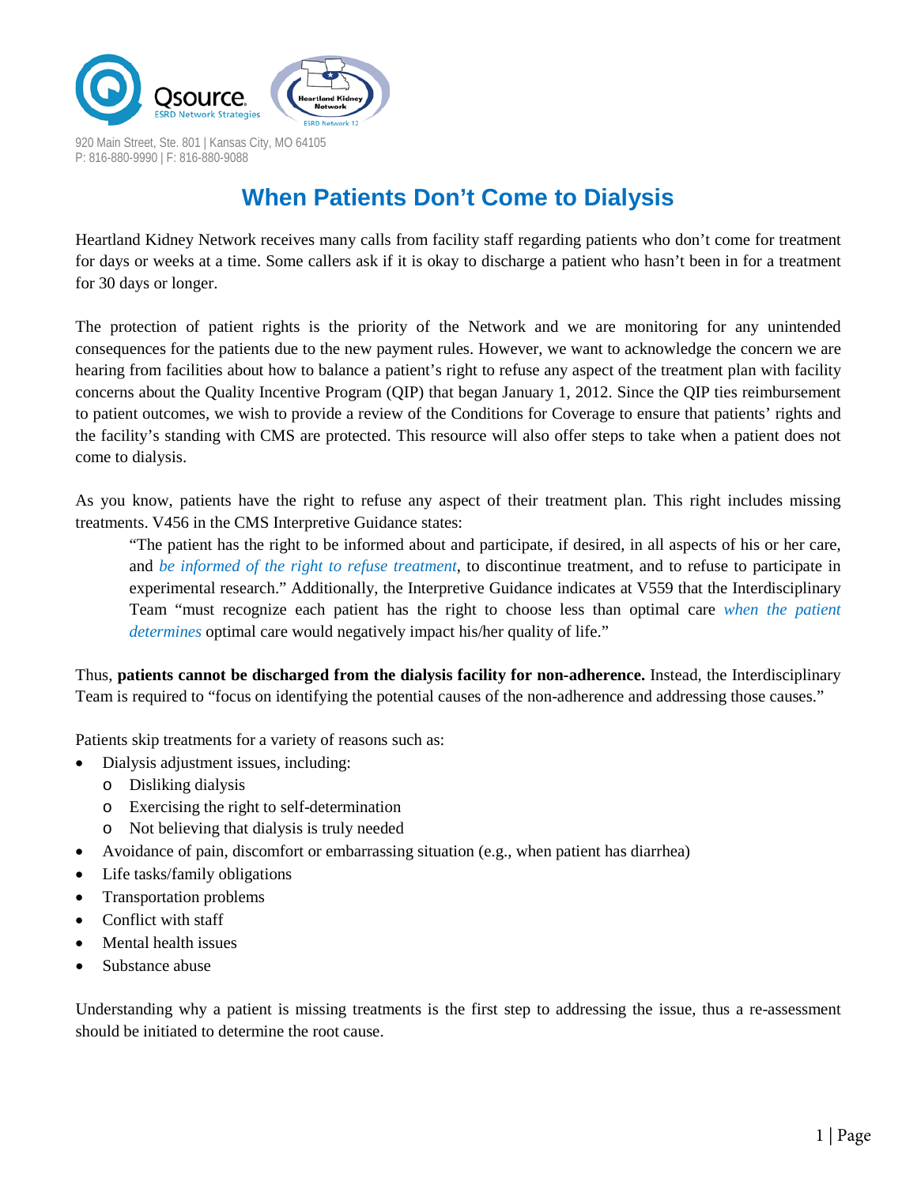920 Main Street, Ste. 801 | Kansas City, MO 64105
P: 816-880-9990 | F: 816-880-9088

# When Patients Don't Come to Dialysis

Heartland Kidney Network receives many calls from facility staff regarding patients who don't come for treatment for days or weeks at a time. Some callers ask if it is okay to discharge a patient who hasn't been in for a treatment for 30 days or longer.

The protection of patient rights is the priority of the Network and we are monitoring for any unintended consequences for the patients due to the new payment rules. However, we want to acknowledge the concern we are hearing from facilities about how to balance a patient's right to refuse any aspect of the treatment plan with facility concerns about the Quality Incentive Program (QIP) that began January 1, 2012. Since the QIP ties reimbursement to patient outcomes, we wish to provide a review of the Conditions for Coverage to ensure that patients' rights and the facility's standing with CMS are protected. This resource will also offer steps to take when a patient does not come to dialysis.

As you know, patients have the right to refuse any aspect of their treatment plan. This right includes missing treatments. V456 in the CMS Interpretive Guidance states:

> "The patient has the right to be informed about and participate, if desired, in all aspects of his or her care, and *be informed of the right to refuse treatment*, to discontinue treatment, and to refuse to participate in experimental research." Additionally, the Interpretive Guidance indicates at V559 that the Interdisciplinary Team "must recognize each patient has the right to choose less than optimal care *when the patient determines* optimal care would negatively impact his/her quality of life."

Thus, **patients cannot be discharged from the dialysis facility for non-adherence.** Instead, the Interdisciplinary Team is required to "focus on identifying the potential causes of the non-adherence and addressing those causes."

Patients skip treatments for a variety of reasons such as:

- Dialysis adjustment issues, including:
  - Disliking dialysis
  - Exercising the right to self-determination
  - Not believing that dialysis is truly needed
- Avoidance of pain, discomfort or embarrassing situation (e.g., when patient has diarrhea)
- Life tasks/family obligations
- Transportation problems
- Conflict with staff
- Mental health issues
- Substance abuse

Understanding why a patient is missing treatments is the first step to addressing the issue, thus a re-assessment should be initiated to determine the root cause.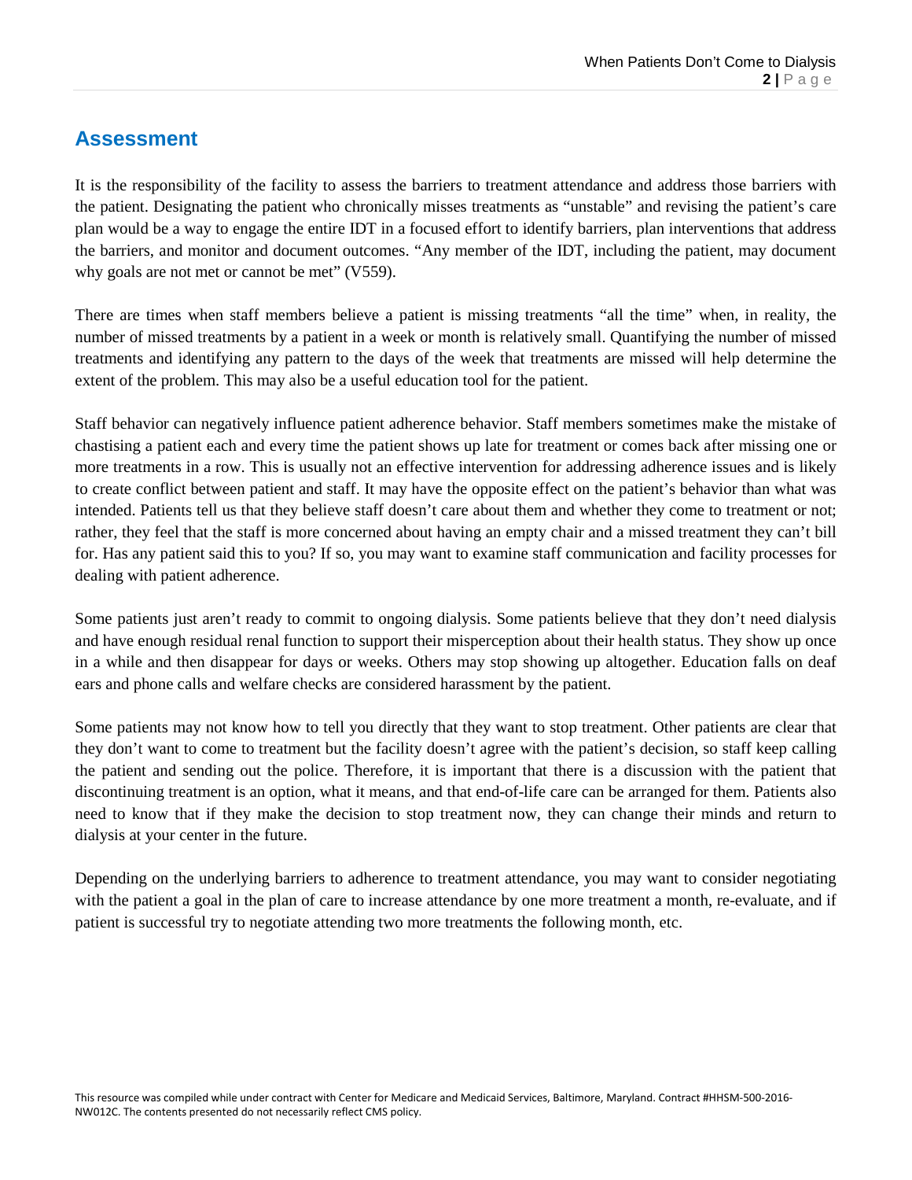## Assessment

It is the responsibility of the facility to assess the barriers to treatment attendance and address those barriers with the patient. Designating the patient who chronically misses treatments as "unstable" and revising the patient's care plan would be a way to engage the entire IDT in a focused effort to identify barriers, plan interventions that address the barriers, and monitor and document outcomes. "Any member of the IDT, including the patient, may document why goals are not met or cannot be met" (V559).

There are times when staff members believe a patient is missing treatments "all the time" when, in reality, the number of missed treatments by a patient in a week or month is relatively small. Quantifying the number of missed treatments and identifying any pattern to the days of the week that treatments are missed will help determine the extent of the problem. This may also be a useful education tool for the patient.

Staff behavior can negatively influence patient adherence behavior. Staff members sometimes make the mistake of chastising a patient each and every time the patient shows up late for treatment or comes back after missing one or more treatments in a row. This is usually not an effective intervention for addressing adherence issues and is likely to create conflict between patient and staff. It may have the opposite effect on the patient's behavior than what was intended. Patients tell us that they believe staff doesn't care about them and whether they come to treatment or not; rather, they feel that the staff is more concerned about having an empty chair and a missed treatment they can't bill for. Has any patient said this to you? If so, you may want to examine staff communication and facility processes for dealing with patient adherence.

Some patients just aren't ready to commit to ongoing dialysis. Some patients believe that they don't need dialysis and have enough residual renal function to support their misperception about their health status. They show up once in a while and then disappear for days or weeks. Others may stop showing up altogether. Education falls on deaf ears and phone calls and welfare checks are considered harassment by the patient.

Some patients may not know how to tell you directly that they want to stop treatment. Other patients are clear that they don't want to come to treatment but the facility doesn't agree with the patient's decision, so staff keep calling the patient and sending out the police. Therefore, it is important that there is a discussion with the patient that discontinuing treatment is an option, what it means, and that end-of-life care can be arranged for them. Patients also need to know that if they make the decision to stop treatment now, they can change their minds and return to dialysis at your center in the future.

Depending on the underlying barriers to adherence to treatment attendance, you may want to consider negotiating with the patient a goal in the plan of care to increase attendance by one more treatment a month, re-evaluate, and if patient is successful try to negotiate attending two more treatments the following month, etc.

This resource was compiled while under contract with Center for Medicare and Medicaid Services, Baltimore, Maryland. Contract #HHSM-500-2016-NW012C. The contents presented do not necessarily reflect CMS policy.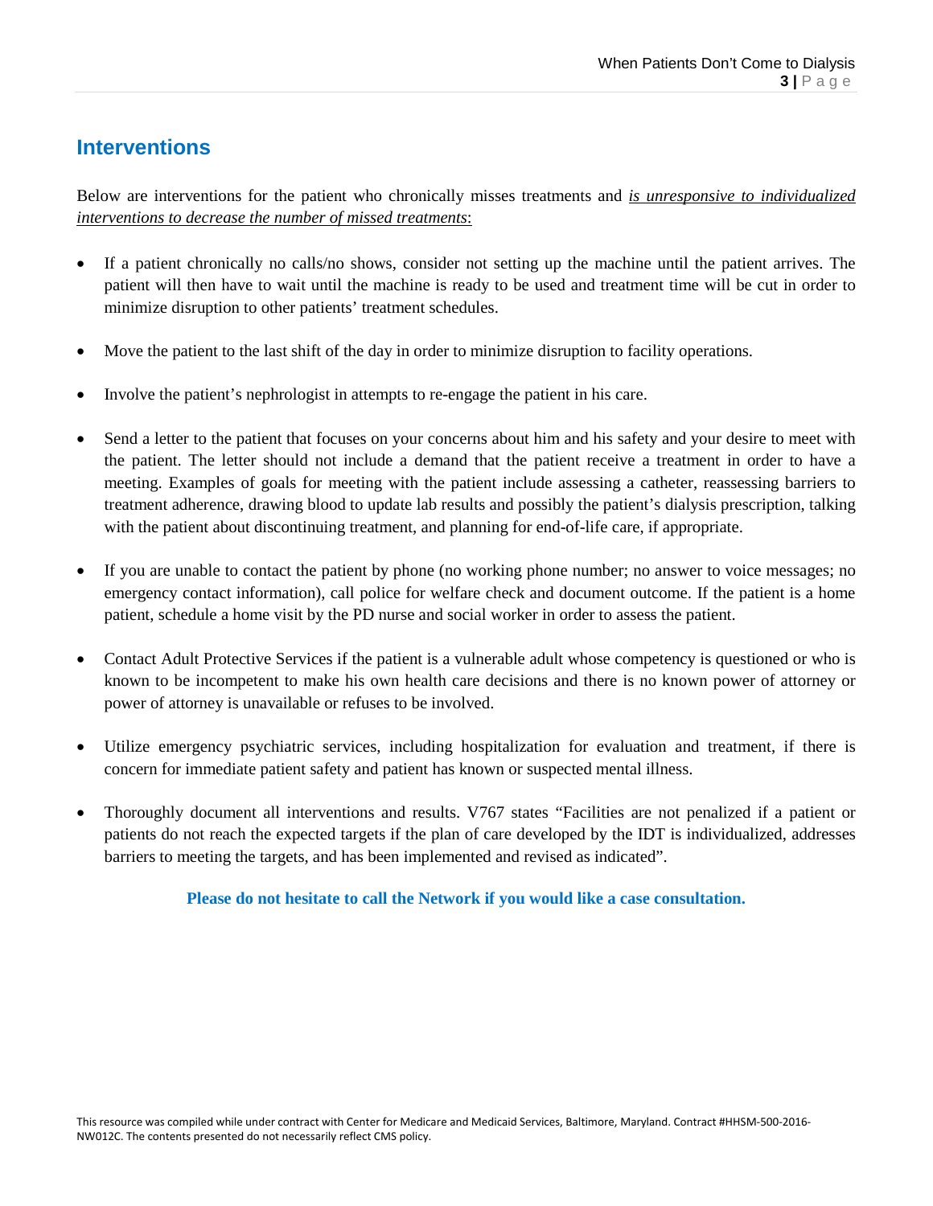## Interventions

Below are interventions for the patient who chronically misses treatments and *is unresponsive to individualized interventions to decrease the number of missed treatments*:

- If a patient chronically no calls/no shows, consider not setting up the machine until the patient arrives. The patient will then have to wait until the machine is ready to be used and treatment time will be cut in order to minimize disruption to other patients' treatment schedules.

- Move the patient to the last shift of the day in order to minimize disruption to facility operations.

- Involve the patient's nephrologist in attempts to re-engage the patient in his care.

- Send a letter to the patient that focuses on your concerns about him and his safety and your desire to meet with the patient. The letter should not include a demand that the patient receive a treatment in order to have a meeting. Examples of goals for meeting with the patient include assessing a catheter, reassessing barriers to treatment adherence, drawing blood to update lab results and possibly the patient's dialysis prescription, talking with the patient about discontinuing treatment, and planning for end-of-life care, if appropriate.

- If you are unable to contact the patient by phone (no working phone number; no answer to voice messages; no emergency contact information), call police for welfare check and document outcome. If the patient is a home patient, schedule a home visit by the PD nurse and social worker in order to assess the patient.

- Contact Adult Protective Services if the patient is a vulnerable adult whose competency is questioned or who is known to be incompetent to make his own health care decisions and there is no known power of attorney or power of attorney is unavailable or refuses to be involved.

- Utilize emergency psychiatric services, including hospitalization for evaluation and treatment, if there is concern for immediate patient safety and patient has known or suspected mental illness.

- Thoroughly document all interventions and results. V767 states "Facilities are not penalized if a patient or patients do not reach the expected targets if the plan of care developed by the IDT is individualized, addresses barriers to meeting the targets, and has been implemented and revised as indicated".

**Please do not hesitate to call the Network if you would like a case consultation.**

This resource was compiled while under contract with Center for Medicare and Medicaid Services, Baltimore, Maryland. Contract #HHSM-500-2016-NW012C. The contents presented do not necessarily reflect CMS policy.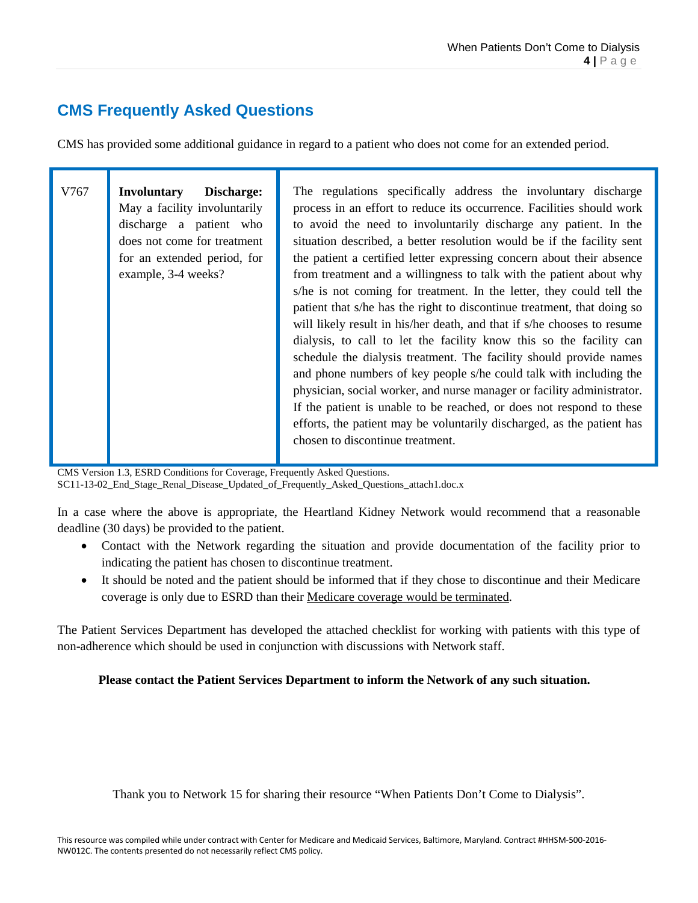## CMS Frequently Asked Questions

CMS has provided some additional guidance in regard to a patient who does not come for an extended period.

| | | |
|---|---|---|
| V767 | **Involuntary Discharge:** May a facility involuntarily discharge a patient who does not come for treatment for an extended period, for example, 3-4 weeks? | The regulations specifically address the involuntary discharge process in an effort to reduce its occurrence. Facilities should work to avoid the need to involuntarily discharge any patient. In the situation described, a better resolution would be if the facility sent the patient a certified letter expressing concern about their absence from treatment and a willingness to talk with the patient about why s/he is not coming for treatment. In the letter, they could tell the patient that s/he has the right to discontinue treatment, that doing so will likely result in his/her death, and that if s/he chooses to resume dialysis, to call to let the facility know this so the facility can schedule the dialysis treatment. The facility should provide names and phone numbers of key people s/he could talk with including the physician, social worker, and nurse manager or facility administrator. If the patient is unable to be reached, or does not respond to these efforts, the patient may be voluntarily discharged, as the patient has chosen to discontinue treatment. |

CMS Version 1.3, ESRD Conditions for Coverage, Frequently Asked Questions.
SC11-13-02_End_Stage_Renal_Disease_Updated_of_Frequently_Asked_Questions_attach1.doc.x

In a case where the above is appropriate, the Heartland Kidney Network would recommend that a reasonable deadline (30 days) be provided to the patient.

- Contact with the Network regarding the situation and provide documentation of the facility prior to indicating the patient has chosen to discontinue treatment.
- It should be noted and the patient should be informed that if they chose to discontinue and their Medicare coverage is only due to ESRD than their Medicare coverage would be terminated.

The Patient Services Department has developed the attached checklist for working with patients with this type of non-adherence which should be used in conjunction with discussions with Network staff.

**Please contact the Patient Services Department to inform the Network of any such situation.**

Thank you to Network 15 for sharing their resource "When Patients Don't Come to Dialysis".

This resource was compiled while under contract with Center for Medicare and Medicaid Services, Baltimore, Maryland. Contract #HHSM-500-2016-NW012C. The contents presented do not necessarily reflect CMS policy.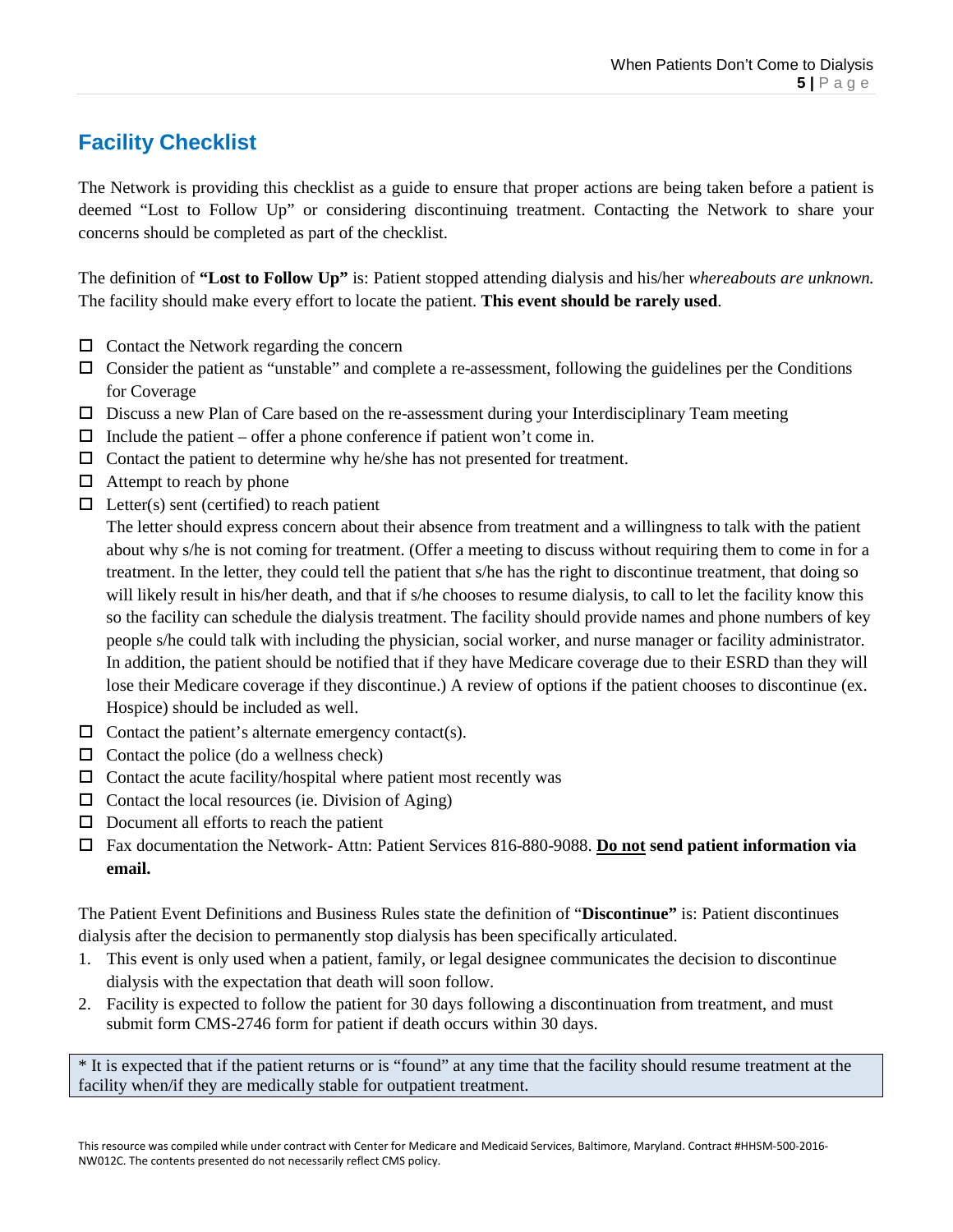## Facility Checklist

The Network is providing this checklist as a guide to ensure that proper actions are being taken before a patient is deemed "Lost to Follow Up" or considering discontinuing treatment. Contacting the Network to share your concerns should be completed as part of the checklist.

The definition of **"Lost to Follow Up"** is: Patient stopped attending dialysis and his/her *whereabouts are unknown.* The facility should make every effort to locate the patient. **This event should be rarely used**.

- ☐ Contact the Network regarding the concern
- ☐ Consider the patient as "unstable" and complete a re-assessment, following the guidelines per the Conditions for Coverage
- ☐ Discuss a new Plan of Care based on the re-assessment during your Interdisciplinary Team meeting
- ☐ Include the patient – offer a phone conference if patient won't come in.
- ☐ Contact the patient to determine why he/she has not presented for treatment.
- ☐ Attempt to reach by phone
- ☐ Letter(s) sent (certified) to reach patient
  The letter should express concern about their absence from treatment and a willingness to talk with the patient about why s/he is not coming for treatment. (Offer a meeting to discuss without requiring them to come in for a treatment. In the letter, they could tell the patient that s/he has the right to discontinue treatment, that doing so will likely result in his/her death, and that if s/he chooses to resume dialysis, to call to let the facility know this so the facility can schedule the dialysis treatment. The facility should provide names and phone numbers of key people s/he could talk with including the physician, social worker, and nurse manager or facility administrator. In addition, the patient should be notified that if they have Medicare coverage due to their ESRD than they will lose their Medicare coverage if they discontinue.) A review of options if the patient chooses to discontinue (ex. Hospice) should be included as well.
- ☐ Contact the patient's alternate emergency contact(s).
- ☐ Contact the police (do a wellness check)
- ☐ Contact the acute facility/hospital where patient most recently was
- ☐ Contact the local resources (ie. Division of Aging)
- ☐ Document all efforts to reach the patient
- ☐ Fax documentation the Network- Attn: Patient Services 816-880-9088. **Do not send patient information via email.**

The Patient Event Definitions and Business Rules state the definition of "**Discontinue"** is: Patient discontinues dialysis after the decision to permanently stop dialysis has been specifically articulated.

1. This event is only used when a patient, family, or legal designee communicates the decision to discontinue dialysis with the expectation that death will soon follow.
2. Facility is expected to follow the patient for 30 days following a discontinuation from treatment, and must submit form CMS-2746 form for patient if death occurs within 30 days.

* It is expected that if the patient returns or is "found" at any time that the facility should resume treatment at the facility when/if they are medically stable for outpatient treatment.

This resource was compiled while under contract with Center for Medicare and Medicaid Services, Baltimore, Maryland. Contract #HHSM-500-2016-NW012C. The contents presented do not necessarily reflect CMS policy.